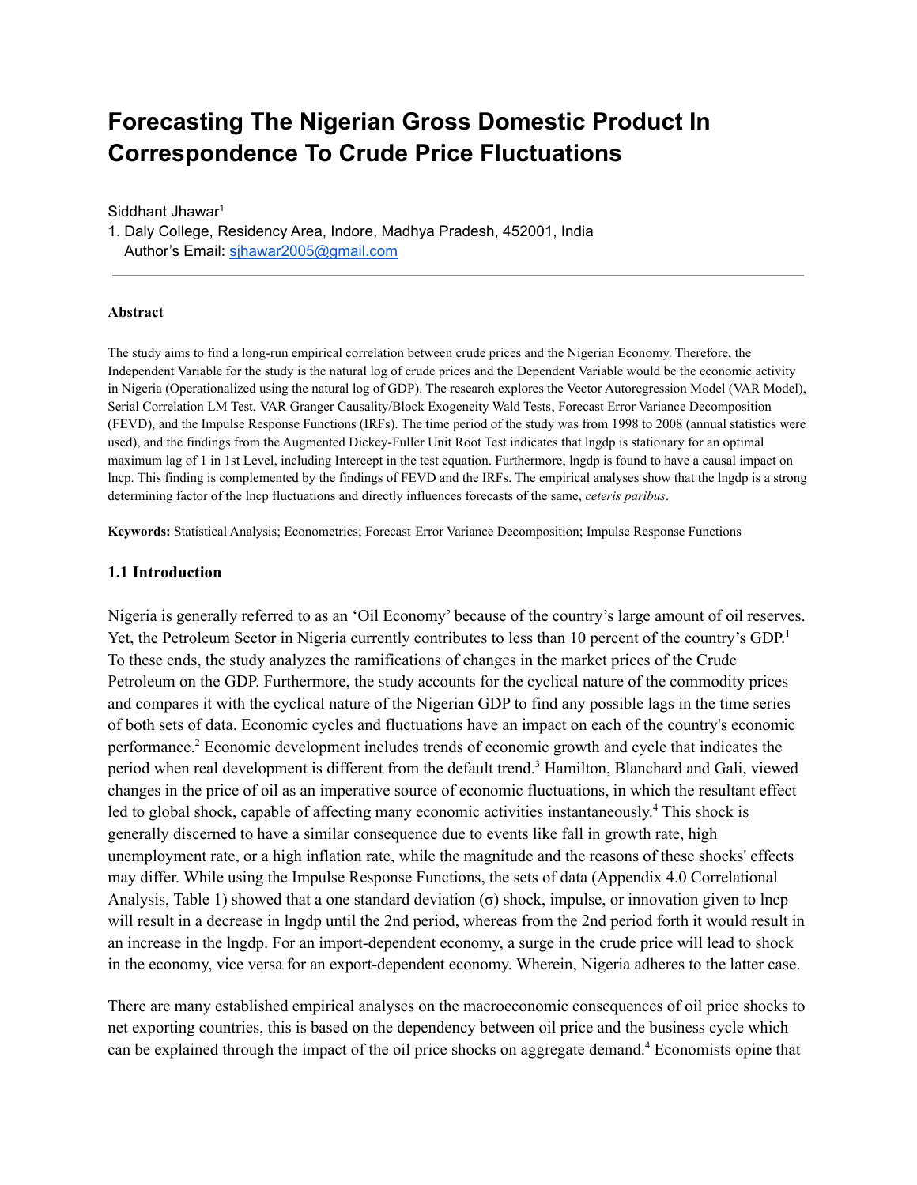# Forecasting The Nigerian Gross Domestic Product In Correspondence To Crude Price Fluctuations

Siddhant Jhawar[1]

1. Daly College, Residency Area, Indore, Madhya Pradesh, 452001, India
   Author's Email: sjhawar2005@gmail.com

---

**Abstract**

The study aims to find a long-run empirical correlation between crude prices and the Nigerian Economy. Therefore, the Independent Variable for the study is the natural log of crude prices and the Dependent Variable would be the economic activity in Nigeria (Operationalized using the natural log of GDP). The research explores the Vector Autoregression Model (VAR Model), Serial Correlation LM Test, VAR Granger Causality/Block Exogeneity Wald Tests, Forecast Error Variance Decomposition (FEVD), and the Impulse Response Functions (IRFs). The time period of the study was from 1998 to 2008 (annual statistics were used), and the findings from the Augmented Dickey-Fuller Unit Root Test indicates that lngdp is stationary for an optimal maximum lag of 1 in 1st Level, including Intercept in the test equation. Furthermore, lngdp is found to have a causal impact on lncp. This finding is complemented by the findings of FEVD and the IRFs. The empirical analyses show that the lngdp is a strong determining factor of the lncp fluctuations and directly influences forecasts of the same, *ceteris paribus*.

**Keywords:** Statistical Analysis; Econometrics; Forecast Error Variance Decomposition; Impulse Response Functions

## 1.1 Introduction

Nigeria is generally referred to as an 'Oil Economy' because of the country's large amount of oil reserves. Yet, the Petroleum Sector in Nigeria currently contributes to less than 10 percent of the country's GDP.[1] To these ends, the study analyzes the ramifications of changes in the market prices of the Crude Petroleum on the GDP. Furthermore, the study accounts for the cyclical nature of the commodity prices and compares it with the cyclical nature of the Nigerian GDP to find any possible lags in the time series of both sets of data. Economic cycles and fluctuations have an impact on each of the country's economic performance.[2] Economic development includes trends of economic growth and cycle that indicates the period when real development is different from the default trend.[3] Hamilton, Blanchard and Gali, viewed changes in the price of oil as an imperative source of economic fluctuations, in which the resultant effect led to global shock, capable of affecting many economic activities instantaneously.[4] This shock is generally discerned to have a similar consequence due to events like fall in growth rate, high unemployment rate, or a high inflation rate, while the magnitude and the reasons of these shocks' effects may differ. While using the Impulse Response Functions, the sets of data (Appendix 4.0 Correlational Analysis, Table 1) showed that a one standard deviation (σ) shock, impulse, or innovation given to lncp will result in a decrease in lngdp until the 2nd period, whereas from the 2nd period forth it would result in an increase in the lngdp. For an import-dependent economy, a surge in the crude price will lead to shock in the economy, vice versa for an export-dependent economy. Wherein, Nigeria adheres to the latter case.

There are many established empirical analyses on the macroeconomic consequences of oil price shocks to net exporting countries, this is based on the dependency between oil price and the business cycle which can be explained through the impact of the oil price shocks on aggregate demand.[4] Economists opine that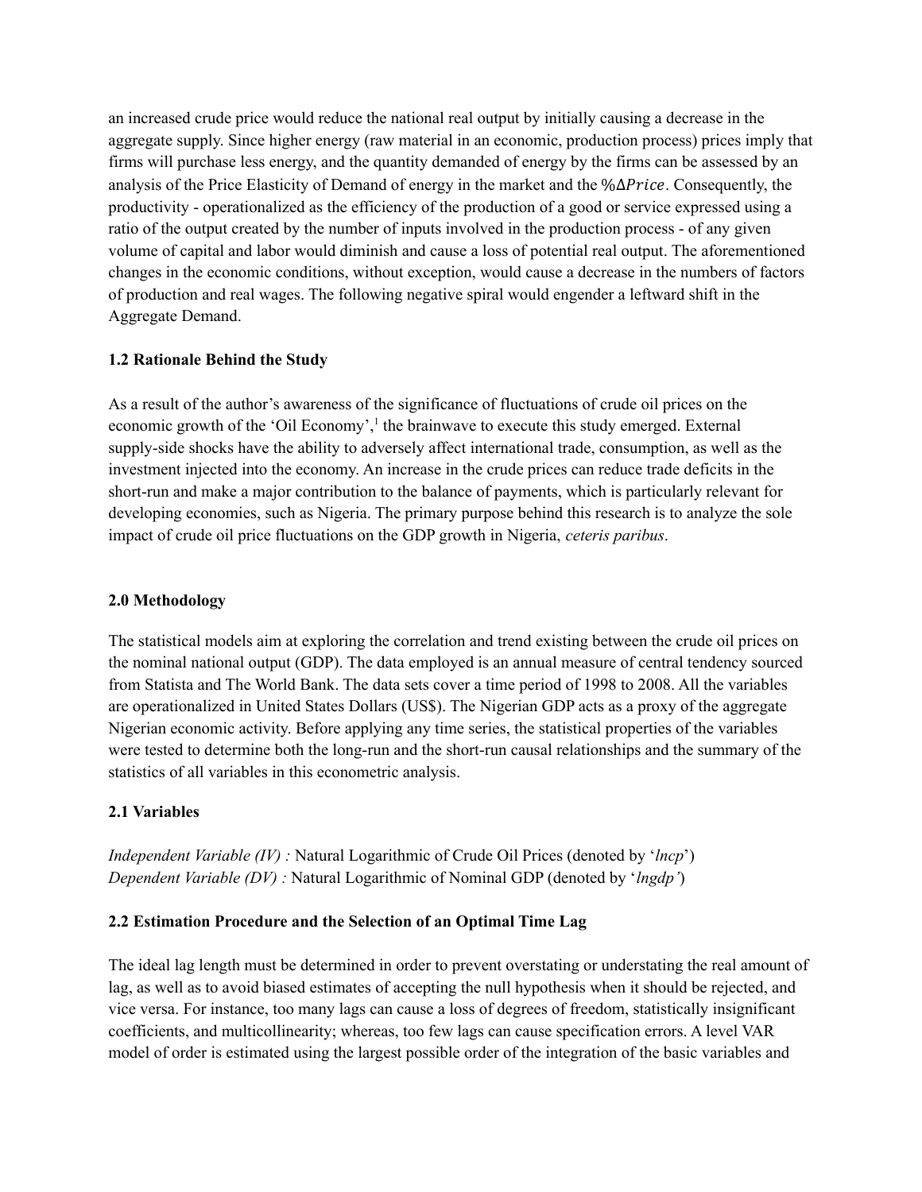an increased crude price would reduce the national real output by initially causing a decrease in the aggregate supply. Since higher energy (raw material in an economic, production process) prices imply that firms will purchase less energy, and the quantity demanded of energy by the firms can be assessed by an analysis of the Price Elasticity of Demand of energy in the market and the $\%\Delta Price$. Consequently, the productivity - operationalized as the efficiency of the production of a good or service expressed using a ratio of the output created by the number of inputs involved in the production process - of any given volume of capital and labor would diminish and cause a loss of potential real output. The aforementioned changes in the economic conditions, without exception, would cause a decrease in the numbers of factors of production and real wages. The following negative spiral would engender a leftward shift in the Aggregate Demand.

### 1.2 Rationale Behind the Study

As a result of the author's awareness of the significance of fluctuations of crude oil prices on the economic growth of the 'Oil Economy',[1] the brainwave to execute this study emerged. External supply-side shocks have the ability to adversely affect international trade, consumption, as well as the investment injected into the economy. An increase in the crude prices can reduce trade deficits in the short-run and make a major contribution to the balance of payments, which is particularly relevant for developing economies, such as Nigeria. The primary purpose behind this research is to analyze the sole impact of crude oil price fluctuations on the GDP growth in Nigeria, *ceteris paribus*.

## 2.0 Methodology

The statistical models aim at exploring the correlation and trend existing between the crude oil prices on the nominal national output (GDP). The data employed is an annual measure of central tendency sourced from Statista and The World Bank. The data sets cover a time period of 1998 to 2008. All the variables are operationalized in United States Dollars (US$). The Nigerian GDP acts as a proxy of the aggregate Nigerian economic activity. Before applying any time series, the statistical properties of the variables were tested to determine both the long-run and the short-run causal relationships and the summary of the statistics of all variables in this econometric analysis.

### 2.1 Variables

*Independent Variable (IV) :* Natural Logarithmic of Crude Oil Prices (denoted by '*lncp*')
*Dependent Variable (DV) :* Natural Logarithmic of Nominal GDP (denoted by '*lngdp'*)

### 2.2 Estimation Procedure and the Selection of an Optimal Time Lag

The ideal lag length must be determined in order to prevent overstating or understating the real amount of lag, as well as to avoid biased estimates of accepting the null hypothesis when it should be rejected, and vice versa. For instance, too many lags can cause a loss of degrees of freedom, statistically insignificant coefficients, and multicollinearity; whereas, too few lags can cause specification errors. A level VAR model of order is estimated using the largest possible order of the integration of the basic variables and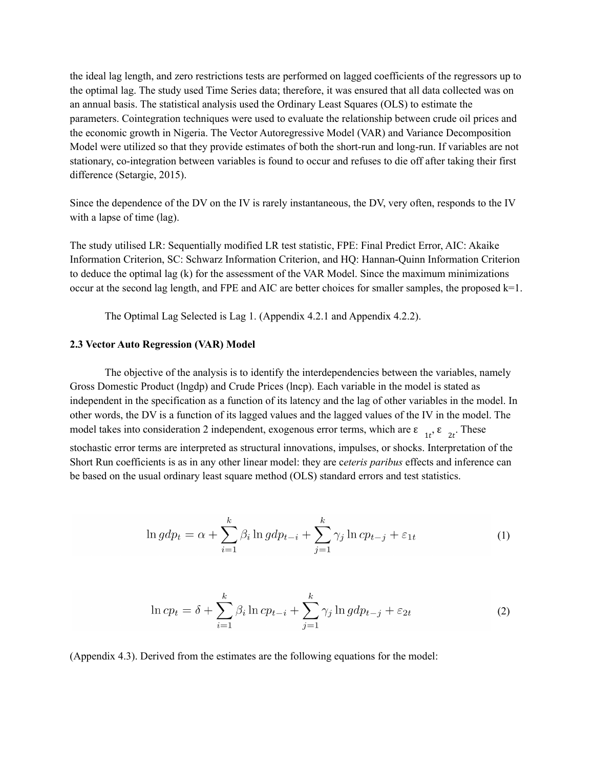the ideal lag length, and zero restrictions tests are performed on lagged coefficients of the regressors up to the optimal lag. The study used Time Series data; therefore, it was ensured that all data collected was on an annual basis. The statistical analysis used the Ordinary Least Squares (OLS) to estimate the parameters. Cointegration techniques were used to evaluate the relationship between crude oil prices and the economic growth in Nigeria. The Vector Autoregressive Model (VAR) and Variance Decomposition Model were utilized so that they provide estimates of both the short-run and long-run. If variables are not stationary, co-integration between variables is found to occur and refuses to die off after taking their first difference (Setargie, 2015).

Since the dependence of the DV on the IV is rarely instantaneous, the DV, very often, responds to the IV with a lapse of time (lag).

The study utilised LR: Sequentially modified LR test statistic, FPE: Final Predict Error, AIC: Akaike Information Criterion, SC: Schwarz Information Criterion, and HQ: Hannan-Quinn Information Criterion to deduce the optimal lag (k) for the assessment of the VAR Model. Since the maximum minimizations occur at the second lag length, and FPE and AIC are better choices for smaller samples, the proposed k=1.

The Optimal Lag Selected is Lag 1. (Appendix 4.2.1 and Appendix 4.2.2).

### 2.3 Vector Auto Regression (VAR) Model

The objective of the analysis is to identify the interdependencies between the variables, namely Gross Domestic Product (lngdp) and Crude Prices (lncp). Each variable in the model is stated as independent in the specification as a function of its latency and the lag of other variables in the model. In other words, the DV is a function of its lagged values and the lagged values of the IV in the model. The model takes into consideration 2 independent, exogenous error terms, which are $\varepsilon_{1t}$, $\varepsilon_{2t}$. These stochastic error terms are interpreted as structural innovations, impulses, or shocks. Interpretation of the Short Run coefficients is as in any other linear model: they are c*eteris paribus* effects and inference can be based on the usual ordinary least square method (OLS) standard errors and test statistics.

$$\ln gdp_t = \alpha + \sum_{i=1}^{k} \beta_i \ln gdp_{t-i} + \sum_{j=1}^{k} \gamma_j \ln cp_{t-j} + \varepsilon_{1t} \tag{1}$$

$$\ln cp_t = \delta + \sum_{i=1}^{k} \beta_i \ln cp_{t-i} + \sum_{j=1}^{k} \gamma_j \ln gdp_{t-j} + \varepsilon_{2t} \tag{2}$$

(Appendix 4.3). Derived from the estimates are the following equations for the model: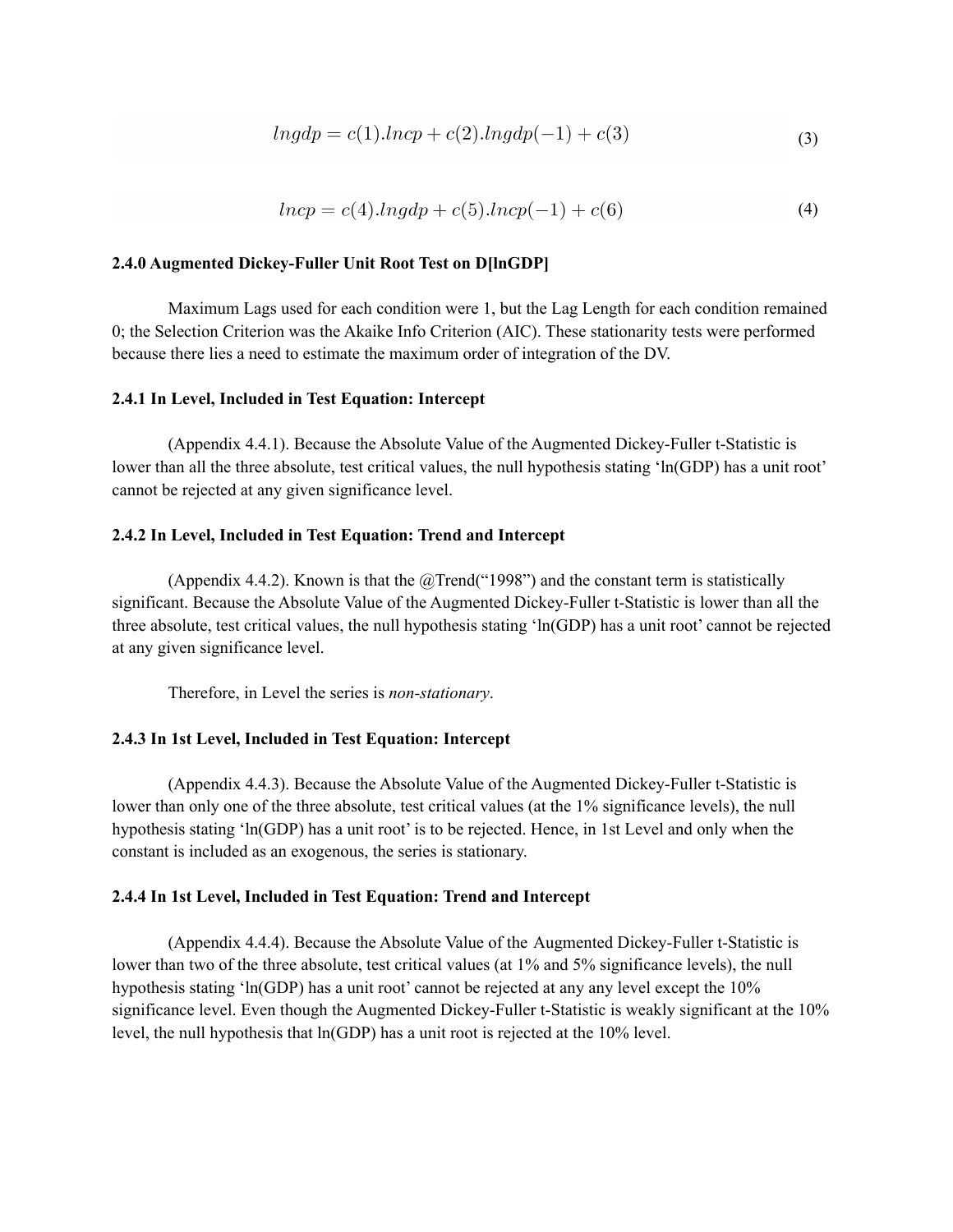$$lngdp = c(1).lncp + c(2).lngdp(-1) + c(3) \tag{3}$$

$$lncp = c(4).lngdp + c(5).lncp(-1) + c(6) \tag{4}$$

### 2.4.0 Augmented Dickey-Fuller Unit Root Test on D[lnGDP]

Maximum Lags used for each condition were 1, but the Lag Length for each condition remained 0; the Selection Criterion was the Akaike Info Criterion (AIC). These stationarity tests were performed because there lies a need to estimate the maximum order of integration of the DV.

### 2.4.1 In Level, Included in Test Equation: Intercept

(Appendix 4.4.1). Because the Absolute Value of the Augmented Dickey-Fuller t-Statistic is lower than all the three absolute, test critical values, the null hypothesis stating 'ln(GDP) has a unit root' cannot be rejected at any given significance level.

### 2.4.2 In Level, Included in Test Equation: Trend and Intercept

(Appendix 4.4.2). Known is that the @Trend("1998") and the constant term is statistically significant. Because the Absolute Value of the Augmented Dickey-Fuller t-Statistic is lower than all the three absolute, test critical values, the null hypothesis stating 'ln(GDP) has a unit root' cannot be rejected at any given significance level.

Therefore, in Level the series is *non-stationary*.

### 2.4.3 In 1st Level, Included in Test Equation: Intercept

(Appendix 4.4.3). Because the Absolute Value of the Augmented Dickey-Fuller t-Statistic is lower than only one of the three absolute, test critical values (at the 1% significance levels), the null hypothesis stating 'ln(GDP) has a unit root' is to be rejected. Hence, in 1st Level and only when the constant is included as an exogenous, the series is stationary.

### 2.4.4 In 1st Level, Included in Test Equation: Trend and Intercept

(Appendix 4.4.4). Because the Absolute Value of the Augmented Dickey-Fuller t-Statistic is lower than two of the three absolute, test critical values (at 1% and 5% significance levels), the null hypothesis stating 'ln(GDP) has a unit root' cannot be rejected at any any level except the 10% significance level. Even though the Augmented Dickey-Fuller t-Statistic is weakly significant at the 10% level, the null hypothesis that ln(GDP) has a unit root is rejected at the 10% level.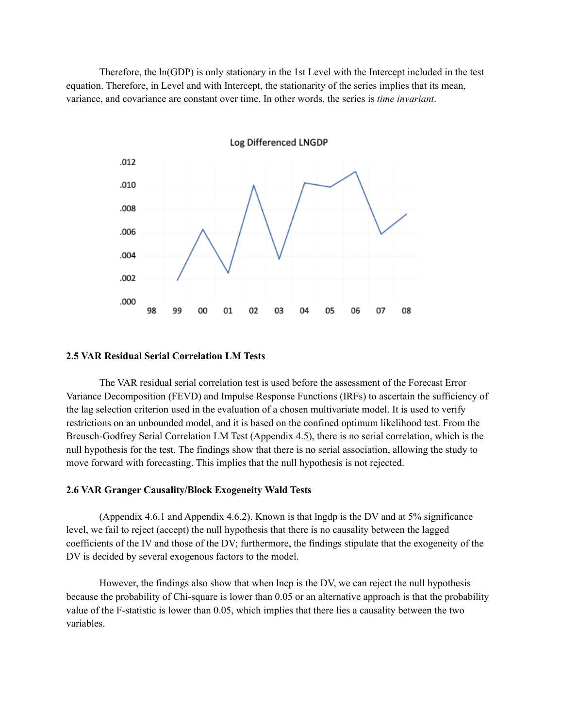Therefore, the ln(GDP) is only stationary in the 1st Level with the Intercept included in the test equation. Therefore, in Level and with Intercept, the stationarity of the series implies that its mean, variance, and covariance are constant over time. In other words, the series is *time invariant*.

### 2.5 VAR Residual Serial Correlation LM Tests

The VAR residual serial correlation test is used before the assessment of the Forecast Error Variance Decomposition (FEVD) and Impulse Response Functions (IRFs) to ascertain the sufficiency of the lag selection criterion used in the evaluation of a chosen multivariate model. It is used to verify restrictions on an unbounded model, and it is based on the confined optimum likelihood test. From the Breusch-Godfrey Serial Correlation LM Test (Appendix 4.5), there is no serial correlation, which is the null hypothesis for the test. The findings show that there is no serial association, allowing the study to move forward with forecasting. This implies that the null hypothesis is not rejected.

### 2.6 VAR Granger Causality/Block Exogeneity Wald Tests

(Appendix 4.6.1 and Appendix 4.6.2). Known is that lngdp is the DV and at 5% significance level, we fail to reject (accept) the null hypothesis that there is no causality between the lagged coefficients of the IV and those of the DV; furthermore, the findings stipulate that the exogeneity of the DV is decided by several exogenous factors to the model.

However, the findings also show that when lncp is the DV, we can reject the null hypothesis because the probability of Chi-square is lower than 0.05 or an alternative approach is that the probability value of the F-statistic is lower than 0.05, which implies that there lies a causality between the two variables.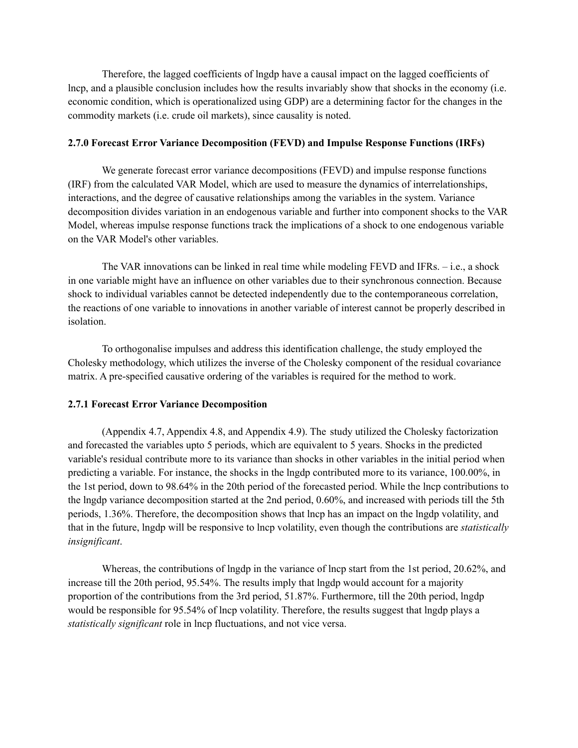Therefore, the lagged coefficients of lngdp have a causal impact on the lagged coefficients of lncp, and a plausible conclusion includes how the results invariably show that shocks in the economy (i.e. economic condition, which is operationalized using GDP) are a determining factor for the changes in the commodity markets (i.e. crude oil markets), since causality is noted.

### 2.7.0 Forecast Error Variance Decomposition (FEVD) and Impulse Response Functions (IRFs)

We generate forecast error variance decompositions (FEVD) and impulse response functions (IRF) from the calculated VAR Model, which are used to measure the dynamics of interrelationships, interactions, and the degree of causative relationships among the variables in the system. Variance decomposition divides variation in an endogenous variable and further into component shocks to the VAR Model, whereas impulse response functions track the implications of a shock to one endogenous variable on the VAR Model's other variables.

The VAR innovations can be linked in real time while modeling FEVD and IFRs. – i.e., a shock in one variable might have an influence on other variables due to their synchronous connection. Because shock to individual variables cannot be detected independently due to the contemporaneous correlation, the reactions of one variable to innovations in another variable of interest cannot be properly described in isolation.

To orthogonalise impulses and address this identification challenge, the study employed the Cholesky methodology, which utilizes the inverse of the Cholesky component of the residual covariance matrix. A pre-specified causative ordering of the variables is required for the method to work.

### 2.7.1 Forecast Error Variance Decomposition

(Appendix 4.7, Appendix 4.8, and Appendix 4.9). The study utilized the Cholesky factorization and forecasted the variables upto 5 periods, which are equivalent to 5 years. Shocks in the predicted variable's residual contribute more to its variance than shocks in other variables in the initial period when predicting a variable. For instance, the shocks in the lngdp contributed more to its variance, 100.00%, in the 1st period, down to 98.64% in the 20th period of the forecasted period. While the lncp contributions to the lngdp variance decomposition started at the 2nd period, 0.60%, and increased with periods till the 5th periods, 1.36%. Therefore, the decomposition shows that lncp has an impact on the lngdp volatility, and that in the future, lngdp will be responsive to lncp volatility, even though the contributions are *statistically insignificant*.

Whereas, the contributions of lngdp in the variance of lncp start from the 1st period, 20.62%, and increase till the 20th period, 95.54%. The results imply that lngdp would account for a majority proportion of the contributions from the 3rd period, 51.87%. Furthermore, till the 20th period, lngdp would be responsible for 95.54% of lncp volatility. Therefore, the results suggest that lngdp plays a *statistically significant* role in lncp fluctuations, and not vice versa.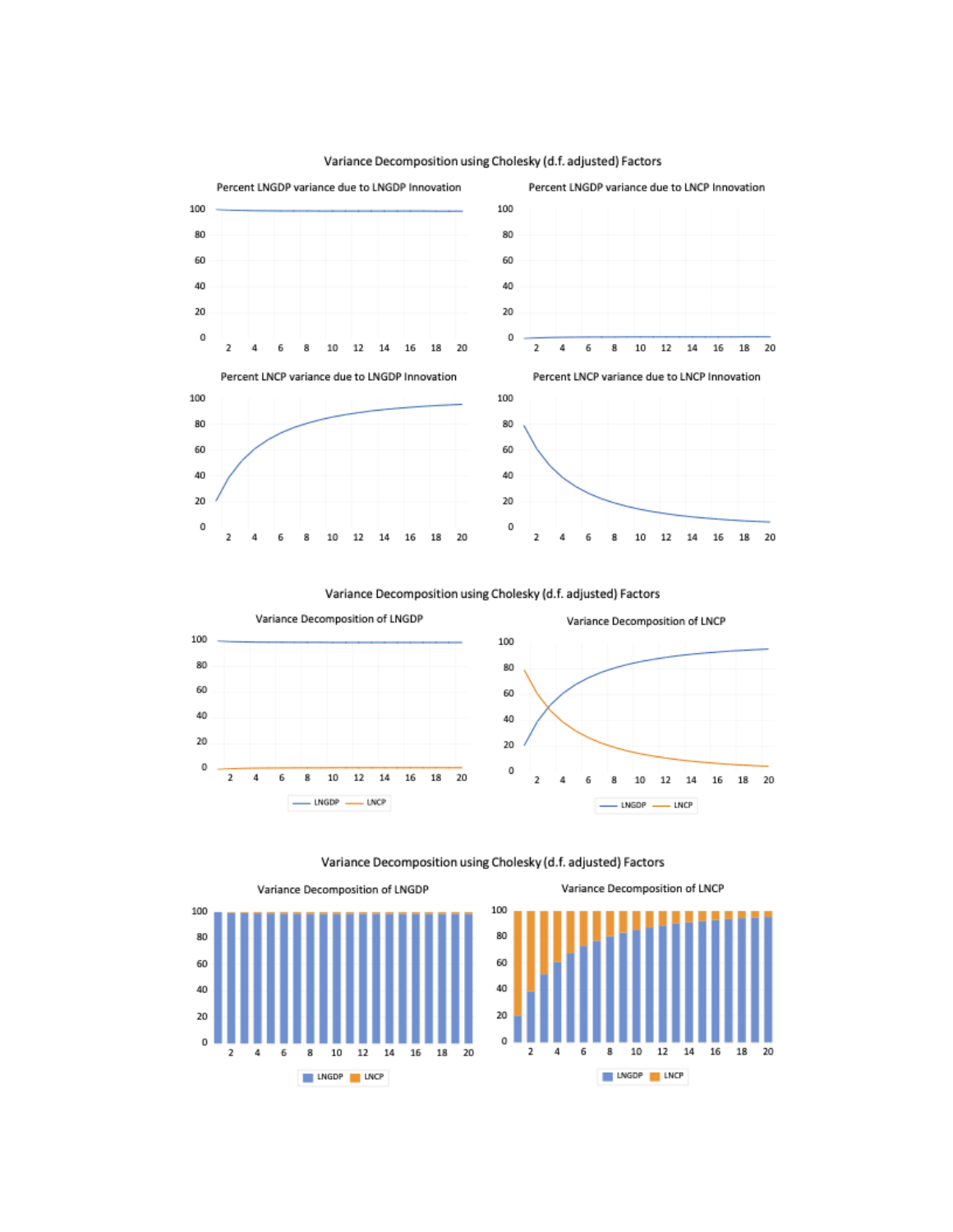Variance Decomposition using Cholesky (d.f. adjusted) Factors

Variance Decomposition using Cholesky (d.f. adjusted) Factors

Variance Decomposition using Cholesky (d.f. adjusted) Factors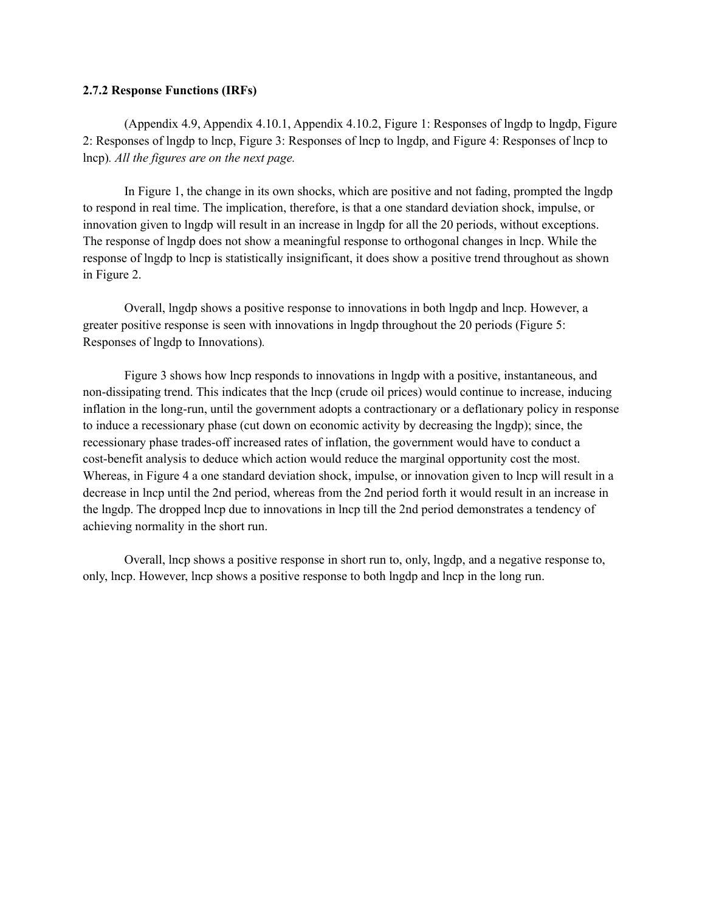**2.7.2 Response Functions (IRFs)**

(Appendix 4.9, Appendix 4.10.1, Appendix 4.10.2, Figure 1: Responses of lngdp to lngdp, Figure 2: Responses of lngdp to lncp, Figure 3: Responses of lncp to lngdp, and Figure 4: Responses of lncp to lncp). *All the figures are on the next page.*

In Figure 1, the change in its own shocks, which are positive and not fading, prompted the lngdp to respond in real time. The implication, therefore, is that a one standard deviation shock, impulse, or innovation given to lngdp will result in an increase in lngdp for all the 20 periods, without exceptions. The response of lngdp does not show a meaningful response to orthogonal changes in lncp. While the response of lngdp to lncp is statistically insignificant, it does show a positive trend throughout as shown in Figure 2.

Overall, lngdp shows a positive response to innovations in both lngdp and lncp. However, a greater positive response is seen with innovations in lngdp throughout the 20 periods (Figure 5: Responses of lngdp to Innovations).

Figure 3 shows how lncp responds to innovations in lngdp with a positive, instantaneous, and non-dissipating trend. This indicates that the lncp (crude oil prices) would continue to increase, inducing inflation in the long-run, until the government adopts a contractionary or a deflationary policy in response to induce a recessionary phase (cut down on economic activity by decreasing the lngdp); since, the recessionary phase trades-off increased rates of inflation, the government would have to conduct a cost-benefit analysis to deduce which action would reduce the marginal opportunity cost the most. Whereas, in Figure 4 a one standard deviation shock, impulse, or innovation given to lncp will result in a decrease in lncp until the 2nd period, whereas from the 2nd period forth it would result in an increase in the lngdp. The dropped lncp due to innovations in lncp till the 2nd period demonstrates a tendency of achieving normality in the short run.

Overall, lncp shows a positive response in short run to, only, lngdp, and a negative response to, only, lncp. However, lncp shows a positive response to both lngdp and lncp in the long run.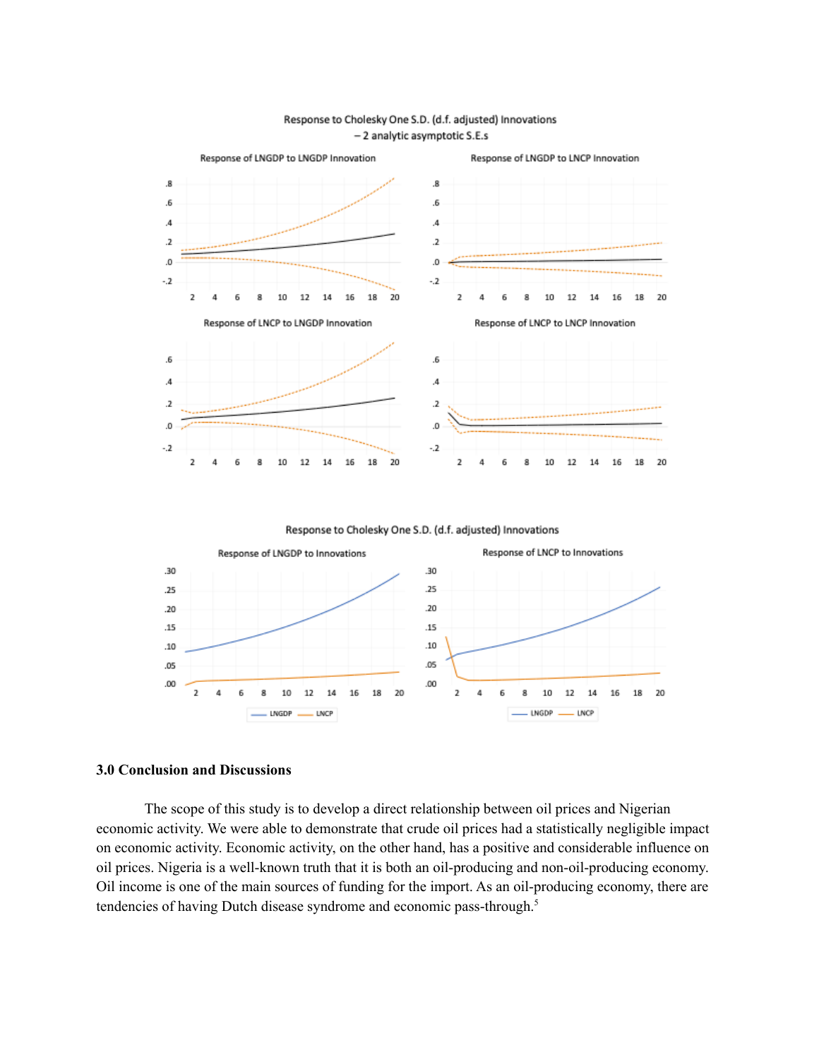Response to Cholesky One S.D. (d.f. adjusted) Innovations
– 2 analytic asymptotic S.E.s

Response of LNGDP to LNGDP Innovation

Response of LNGDP to LNCP Innovation

Response of LNCP to LNGDP Innovation

Response of LNCP to LNCP Innovation

Response to Cholesky One S.D. (d.f. adjusted) Innovations

Response of LNGDP to Innovations

Response of LNCP to Innovations

### 3.0 Conclusion and Discussions

The scope of this study is to develop a direct relationship between oil prices and Nigerian economic activity. We were able to demonstrate that crude oil prices had a statistically negligible impact on economic activity. Economic activity, on the other hand, has a positive and considerable influence on oil prices. Nigeria is a well-known truth that it is both an oil-producing and non-oil-producing economy. Oil income is one of the main sources of funding for the import. As an oil-producing economy, there are tendencies of having Dutch disease syndrome and economic pass-through.[5]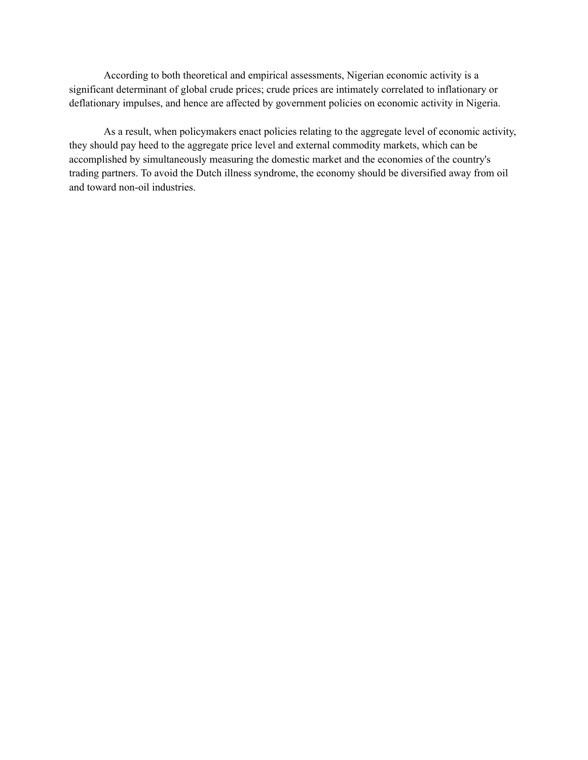According to both theoretical and empirical assessments, Nigerian economic activity is a significant determinant of global crude prices; crude prices are intimately correlated to inflationary or deflationary impulses, and hence are affected by government policies on economic activity in Nigeria.

As a result, when policymakers enact policies relating to the aggregate level of economic activity, they should pay heed to the aggregate price level and external commodity markets, which can be accomplished by simultaneously measuring the domestic market and the economies of the country's trading partners. To avoid the Dutch illness syndrome, the economy should be diversified away from oil and toward non-oil industries.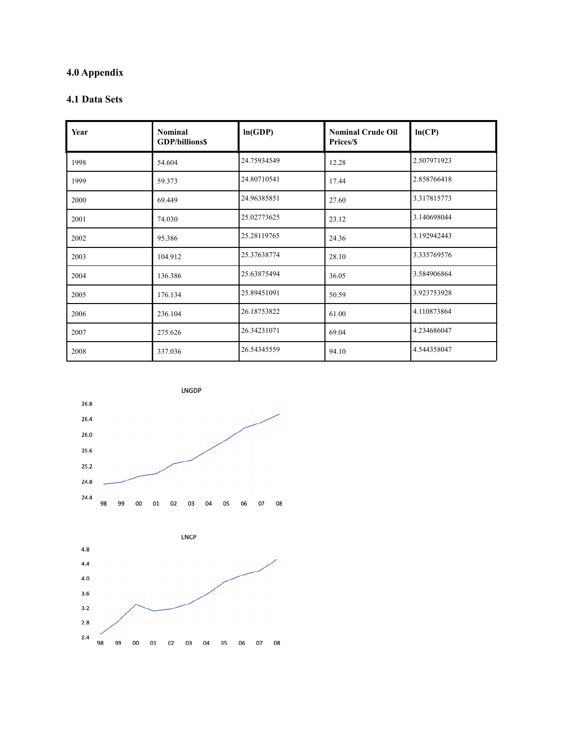## 4.0 Appendix

### 4.1 Data Sets

| Year | Nominal GDP/billions$ | ln(GDP) | Nominal Crude Oil Prices/$ | ln(CP) |
|---|---|---|---|---|
| 1998 | 54.604 | 24.75934549 | 12.28 | 2.507971923 |
| 1999 | 59.373 | 24.80710541 | 17.44 | 2.858766418 |
| 2000 | 69.449 | 24.96385851 | 27.60 | 3.317815773 |
| 2001 | 74.030 | 25.02773625 | 23.12 | 3.140698044 |
| 2002 | 95.386 | 25.28119765 | 24.36 | 3.192942443 |
| 2003 | 104.912 | 25.37638774 | 28.10 | 3.335769576 |
| 2004 | 136.386 | 25.63875494 | 36.05 | 3.584906864 |
| 2005 | 176.134 | 25.89451091 | 50.59 | 3.923753928 |
| 2006 | 236.104 | 26.18753822 | 61.00 | 4.110873864 |
| 2007 | 275.626 | 26.34231071 | 69.04 | 4.234686047 |
| 2008 | 337.036 | 26.54345559 | 94.10 | 4.544358047 |

LNGDP

LNCP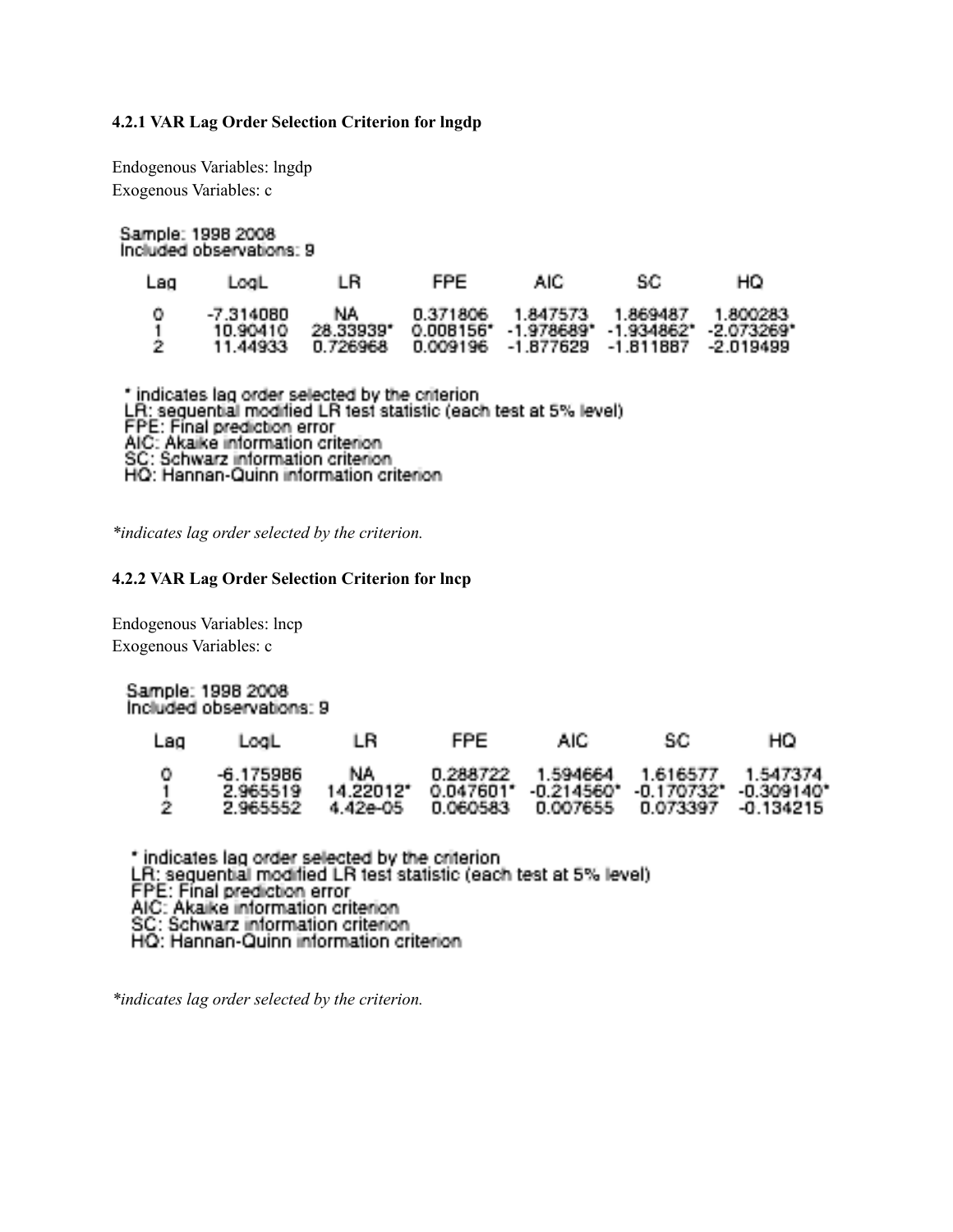### 4.2.1 VAR Lag Order Selection Criterion for lngdp

Endogenous Variables: lngdp
Exogenous Variables: c

Sample: 1998 2008
Included observations: 9

| Lag | LogL | LR | FPE | AIC | SC | HQ |
|---|---|---|---|---|---|---|
| 0 | -7.314080 | NA | 0.371806 | 1.847573 | 1.869487 | 1.800283 |
| 1 | 10.90410 | 28.33939* | 0.008156* | -1.978689* | -1.934862* | -2.073269* |
| 2 | 11.44933 | 0.726968 | 0.009196 | -1.877629 | -1.811887 | -2.019499 |

\* indicates lag order selected by the criterion
LR: sequential modified LR test statistic (each test at 5% level)
FPE: Final prediction error
AIC: Akaike information criterion
SC: Schwarz information criterion
HQ: Hannan-Quinn information criterion

*\*indicates lag order selected by the criterion.*

### 4.2.2 VAR Lag Order Selection Criterion for lncp

Endogenous Variables: lncp
Exogenous Variables: c

Sample: 1998 2008
Included observations: 9

| Lag | LogL | LR | FPE | AIC | SC | HQ |
|---|---|---|---|---|---|---|
| 0 | -6.175986 | NA | 0.288722 | 1.594664 | 1.616577 | 1.547374 |
| 1 | 2.965519 | 14.22012* | 0.047601* | -0.214560* | -0.170732* | -0.309140* |
| 2 | 2.965552 | 4.42e-05 | 0.060583 | 0.007655 | 0.073397 | -0.134215 |

\* indicates lag order selected by the criterion
LR: sequential modified LR test statistic (each test at 5% level)
FPE: Final prediction error
AIC: Akaike information criterion
SC: Schwarz information criterion
HQ: Hannan-Quinn information criterion

*\*indicates lag order selected by the criterion.*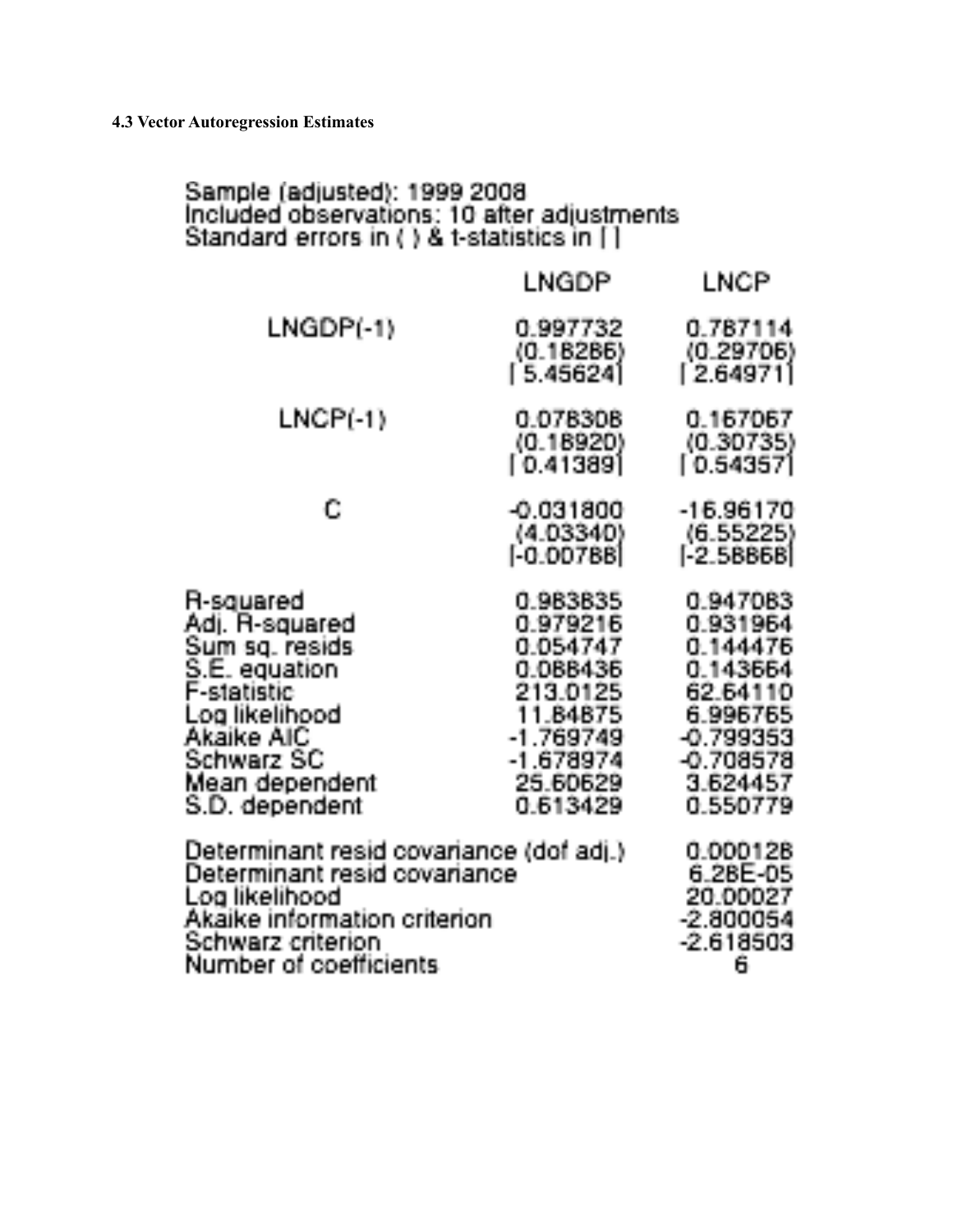#### 4.3 Vector Autoregression Estimates

Sample (adjusted): 1999 2008
Included observations: 10 after adjustments
Standard errors in ( ) & t-statistics in [ ]

| | LNGDP | LNCP |
|---|---|---|
| LNGDP(-1) | 0.997732 | 0.787114 |
| | (0.18286) | (0.29706) |
| | [ 5.45624] | [ 2.64971] |
| LNCP(-1) | 0.078308 | 0.167067 |
| | (0.18920) | (0.30735) |
| | [ 0.41389] | [ 0.54357] |
| C | -0.031800 | -16.96170 |
| | (4.03340) | (6.55225) |
| | [-0.00788] | [-2.58868] |
| R-squared | 0.983835 | 0.947083 |
| Adj. R-squared | 0.979216 | 0.931964 |
| Sum sq. resids | 0.054747 | 0.144476 |
| S.E. equation | 0.088436 | 0.143664 |
| F-statistic | 213.0125 | 62.64110 |
| Log likelihood | 11.84875 | 6.996765 |
| Akaike AIC | -1.769749 | -0.799353 |
| Schwarz SC | -1.678974 | -0.708578 |
| Mean dependent | 25.60629 | 3.624457 |
| S.D. dependent | 0.613429 | 0.550779 |

| | |
|---|---|
| Determinant resid covariance (dof adj.) | 0.000128 |
| Determinant resid covariance | 6.28E-05 |
| Log likelihood | 20.00027 |
| Akaike information criterion | -2.800054 |
| Schwarz criterion | -2.618503 |
| Number of coefficients | 6 |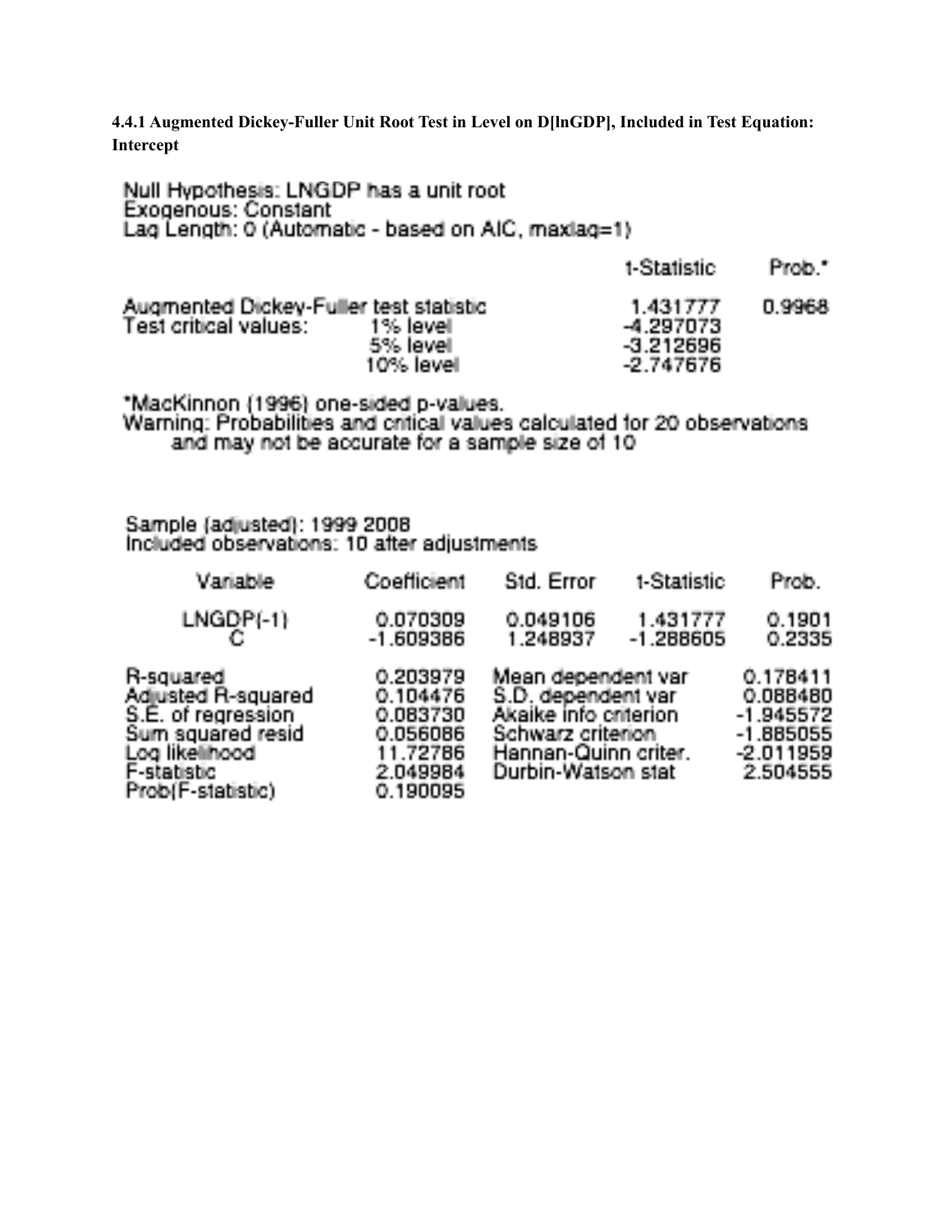**4.4.1 Augmented Dickey-Fuller Unit Root Test in Level on D[lnGDP], Included in Test Equation: Intercept**

Null Hypothesis: LNGDP has a unit root
Exogenous: Constant
Lag Length: 0 (Automatic - based on AIC, maxlag=1)

| | | t-Statistic | Prob.* |
|---|---|---|---|
| Augmented Dickey-Fuller test statistic | | 1.431777 | 0.9968 |
| Test critical values: | 1% level | -4.297073 | |
| | 5% level | -3.212696 | |
| | 10% level | -2.747676 | |

*MacKinnon (1996) one-sided p-values.
Warning: Probabilities and critical values calculated for 20 observations and may not be accurate for a sample size of 10

Sample (adjusted): 1999 2008
Included observations: 10 after adjustments

| Variable | Coefficient | Std. Error | t-Statistic | Prob. |
|---|---|---|---|---|
| LNGDP(-1) | 0.070309 | 0.049106 | 1.431777 | 0.1901 |
| C | -1.609386 | 1.248937 | -1.288605 | 0.2335 |

| | | | |
|---|---|---|---|
| R-squared | 0.203979 | Mean dependent var | 0.178411 |
| Adjusted R-squared | 0.104476 | S.D. dependent var | 0.088480 |
| S.E. of regression | 0.083730 | Akaike info criterion | -1.945572 |
| Sum squared resid | 0.056086 | Schwarz criterion | -1.885055 |
| Log likelihood | 11.72786 | Hannan-Quinn criter. | -2.011959 |
| F-statistic | 2.049984 | Durbin-Watson stat | 2.504555 |
| Prob(F-statistic) | 0.190095 | | |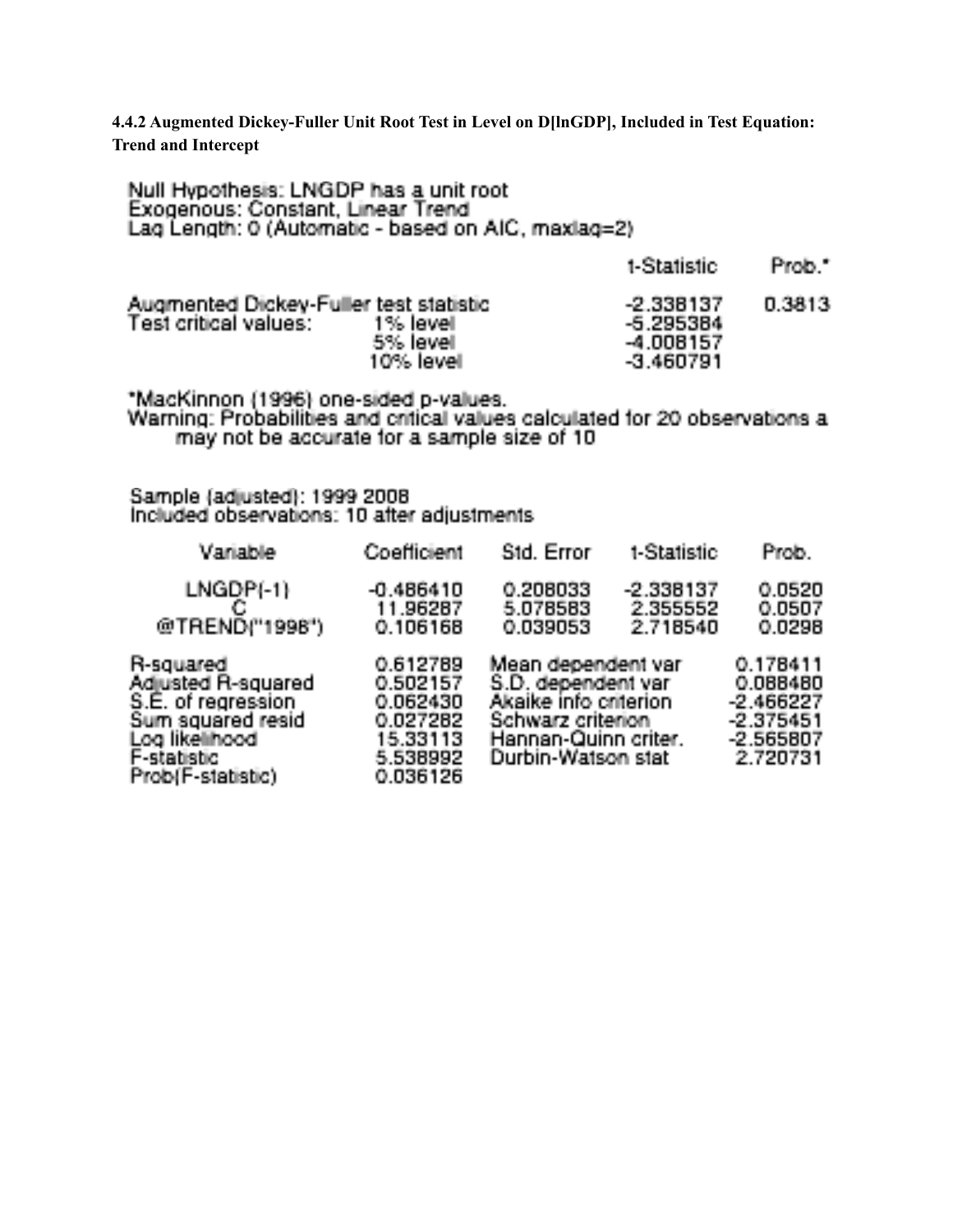**4.4.2 Augmented Dickey-Fuller Unit Root Test in Level on D[lnGDP], Included in Test Equation: Trend and Intercept**

Null Hypothesis: LNGDP has a unit root
Exogenous: Constant, Linear Trend
Lag Length: 0 (Automatic - based on AIC, maxlag=2)

| | | t-Statistic | Prob.* |
|---|---|---|---|
| Augmented Dickey-Fuller test statistic | | -2.338137 | 0.3813 |
| Test critical values: | 1% level | -5.295384 | |
| | 5% level | -4.008157 | |
| | 10% level | -3.460791 | |

*MacKinnon (1996) one-sided p-values.
Warning: Probabilities and critical values calculated for 20 observations a may not be accurate for a sample size of 10

Sample (adjusted): 1999 2008
Included observations: 10 after adjustments

| Variable | Coefficient | Std. Error | t-Statistic | Prob. |
|---|---|---|---|---|
| LNGDP(-1) | -0.486410 | 0.208033 | -2.338137 | 0.0520 |
| C | 11.96287 | 5.078583 | 2.355552 | 0.0507 |
| @TREND("1998") | 0.106168 | 0.039053 | 2.718540 | 0.0298 |

| | | | |
|---|---|---|---|
| R-squared | 0.612789 | Mean dependent var | 0.178411 |
| Adjusted R-squared | 0.502157 | S.D. dependent var | 0.088480 |
| S.E. of regression | 0.062430 | Akaike info criterion | -2.466227 |
| Sum squared resid | 0.027282 | Schwarz criterion | -2.375451 |
| Log likelihood | 15.33113 | Hannan-Quinn criter. | -2.565807 |
| F-statistic | 5.538992 | Durbin-Watson stat | 2.720731 |
| Prob(F-statistic) | 0.036126 | | |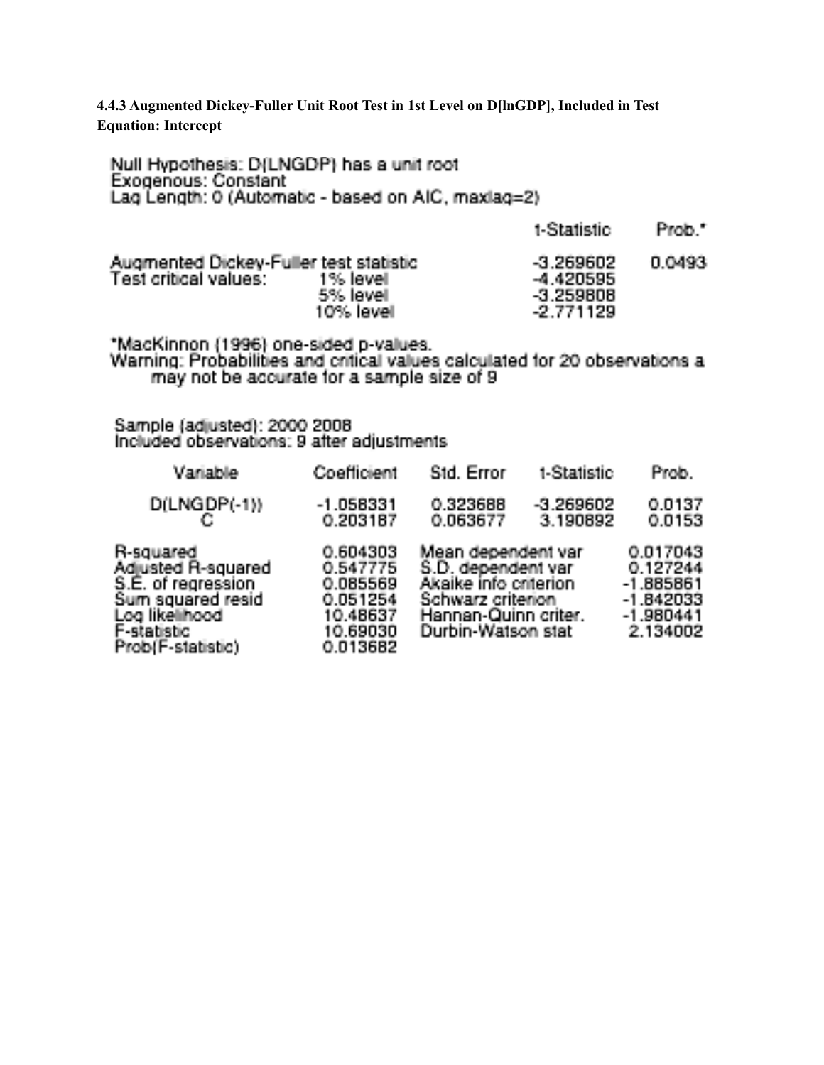**4.4.3 Augmented Dickey-Fuller Unit Root Test in 1st Level on D[lnGDP], Included in Test Equation: Intercept**

Null Hypothesis: D(LNGDP) has a unit root
Exogenous: Constant
Lag Length: 0 (Automatic - based on AIC, maxlag=2)

| | | t-Statistic | Prob.* |
|---|---|---|---|
| Augmented Dickey-Fuller test statistic | | -3.269602 | 0.0493 |
| Test critical values: | 1% level | -4.420595 | |
| | 5% level | -3.259808 | |
| | 10% level | -2.771129 | |

*MacKinnon (1996) one-sided p-values.
Warning: Probabilities and critical values calculated for 20 observations a
may not be accurate for a sample size of 9

Sample (adjusted): 2000 2008
Included observations: 9 after adjustments

| Variable | Coefficient | Std. Error | t-Statistic | Prob. |
|---|---|---|---|---|
| D(LNGDP(-1)) | -1.058331 | 0.323688 | -3.269602 | 0.0137 |
| C | 0.203187 | 0.063677 | 3.190892 | 0.0153 |

| | | | |
|---|---|---|---|
| R-squared | 0.604303 | Mean dependent var | 0.017043 |
| Adjusted R-squared | 0.547775 | S.D. dependent var | 0.127244 |
| S.E. of regression | 0.085569 | Akaike info criterion | -1.885861 |
| Sum squared resid | 0.051254 | Schwarz criterion | -1.842033 |
| Log likelihood | 10.48637 | Hannan-Quinn criter. | -1.980441 |
| F-statistic | 10.69030 | Durbin-Watson stat | 2.134002 |
| Prob(F-statistic) | 0.013682 | | |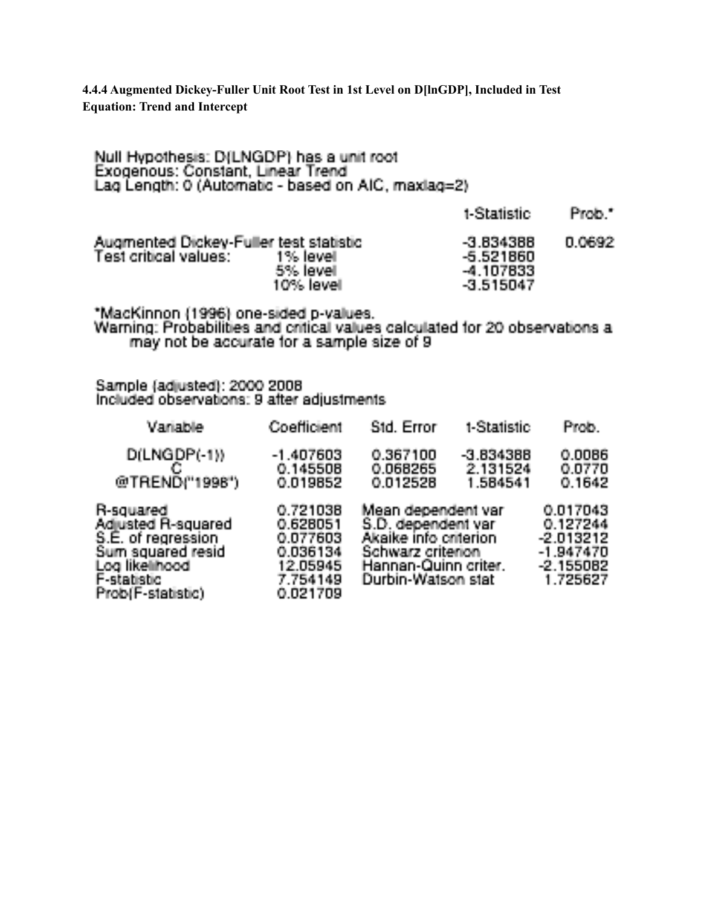**4.4.4 Augmented Dickey-Fuller Unit Root Test in 1st Level on D[lnGDP], Included in Test Equation: Trend and Intercept**

Null Hypothesis: D(LNGDP) has a unit root
Exogenous: Constant, Linear Trend
Lag Length: 0 (Automatic - based on AIC, maxlag=2)

| | | t-Statistic | Prob.* |
|---|---|---|---|
| Augmented Dickey-Fuller test statistic | | -3.834388 | 0.0692 |
| Test critical values: | 1% level | -5.521860 | |
| | 5% level | -4.107833 | |
| | 10% level | -3.515047 | |

*MacKinnon (1996) one-sided p-values.
Warning: Probabilities and critical values calculated for 20 observations a
may not be accurate for a sample size of 9

Sample (adjusted): 2000 2008
Included observations: 9 after adjustments

| Variable | Coefficient | Std. Error | t-Statistic | Prob. |
|---|---|---|---|---|
| D(LNGDP(-1)) | -1.407603 | 0.367100 | -3.834388 | 0.0086 |
| C | 0.145508 | 0.068265 | 2.131524 | 0.0770 |
| @TREND("1998") | 0.019852 | 0.012528 | 1.584541 | 0.1642 |

| | | | |
|---|---|---|---|
| R-squared | 0.721038 | Mean dependent var | 0.017043 |
| Adjusted R-squared | 0.628051 | S.D. dependent var | 0.127244 |
| S.E. of regression | 0.077603 | Akaike info criterion | -2.013212 |
| Sum squared resid | 0.036134 | Schwarz criterion | -1.947470 |
| Log likelihood | 12.05945 | Hannan-Quinn criter. | -2.155082 |
| F-statistic | 7.754149 | Durbin-Watson stat | 1.725627 |
| Prob(F-statistic) | 0.021709 | | |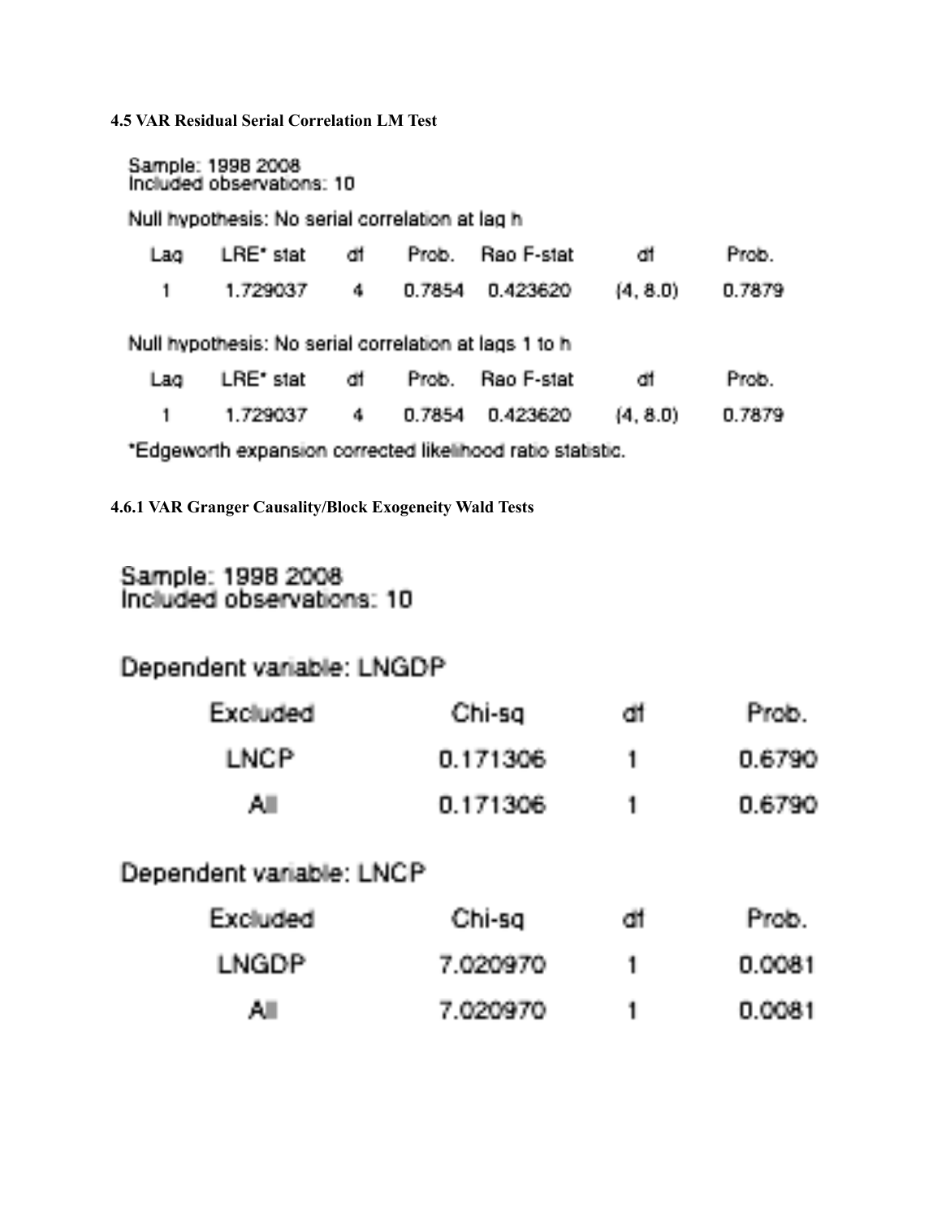**4.5 VAR Residual Serial Correlation LM Test**

Sample: 1998 2008
Included observations: 10

Null hypothesis: No serial correlation at lag h

| Lag | LRE* stat | df | Prob. | Rao F-stat | df | Prob. |
|---|---|---|---|---|---|---|
| 1 | 1.729037 | 4 | 0.7854 | 0.423620 | (4, 8.0) | 0.7879 |

Null hypothesis: No serial correlation at lags 1 to h

| Lag | LRE* stat | df | Prob. | Rao F-stat | df | Prob. |
|---|---|---|---|---|---|---|
| 1 | 1.729037 | 4 | 0.7854 | 0.423620 | (4, 8.0) | 0.7879 |

*Edgeworth expansion corrected likelihood ratio statistic.

**4.6.1 VAR Granger Causality/Block Exogeneity Wald Tests**

Sample: 1998 2008
Included observations: 10

Dependent variable: LNGDP

| Excluded | Chi-sq | df | Prob. |
|---|---|---|---|
| LNCP | 0.171306 | 1 | 0.6790 |
| All | 0.171306 | 1 | 0.6790 |

Dependent variable: LNCP

| Excluded | Chi-sq | df | Prob. |
|---|---|---|---|
| LNGDP | 7.020970 | 1 | 0.0081 |
| All | 7.020970 | 1 | 0.0081 |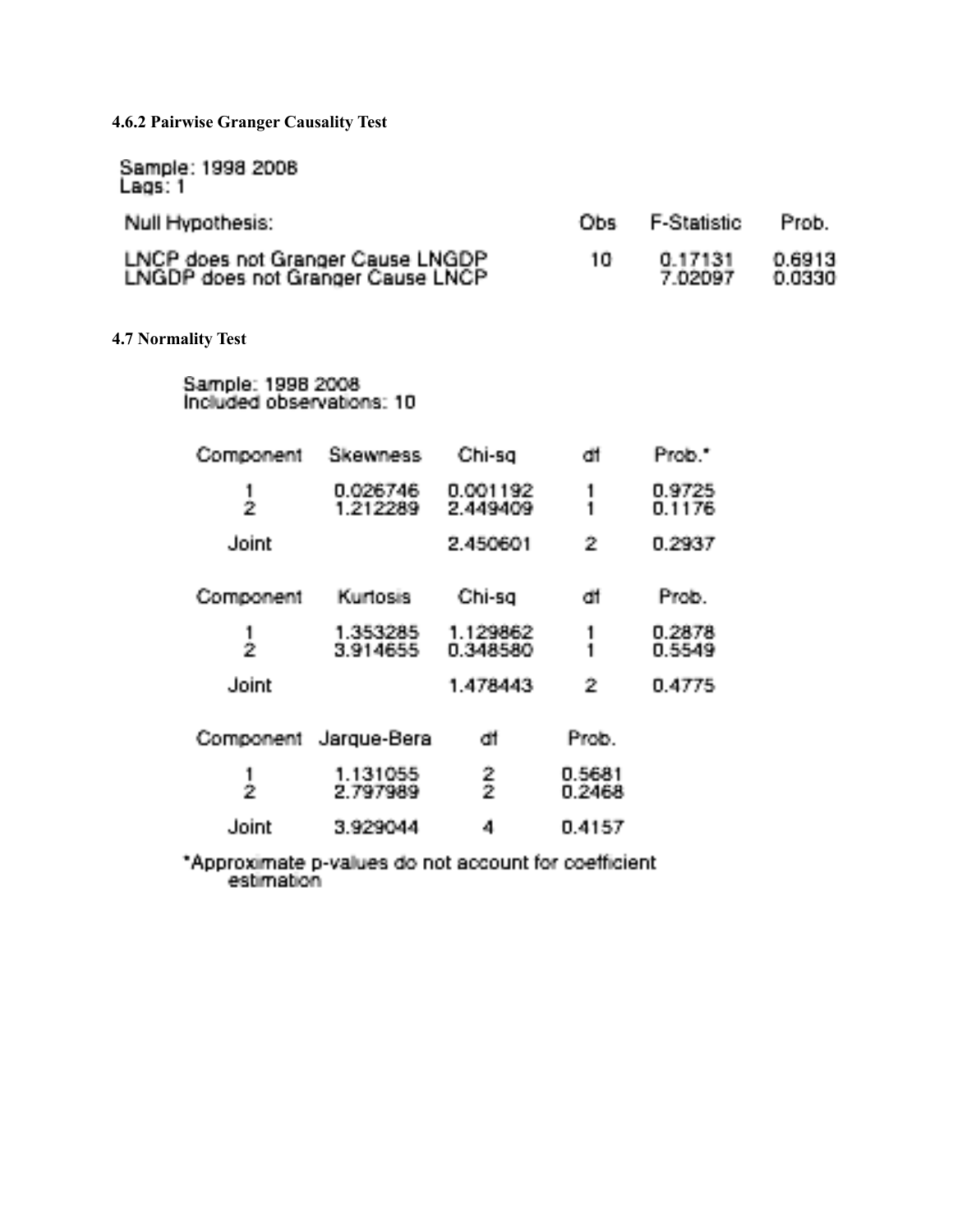#### 4.6.2 Pairwise Granger Causality Test

Sample: 1998 2008
Lags: 1

| Null Hypothesis: | Obs | F-Statistic | Prob. |
| --- | --- | --- | --- |
| LNCP does not Granger Cause LNGDP | 10 | 0.17131 | 0.6913 |
| LNGDP does not Granger Cause LNCP | | 7.02097 | 0.0330 |

### 4.7 Normality Test

Sample: 1998 2008
Included observations: 10

| Component | Skewness | Chi-sq | df | Prob.* |
| --- | --- | --- | --- | --- |
| 1 | 0.026746 | 0.001192 | 1 | 0.9725 |
| 2 | 1.212289 | 2.449409 | 1 | 0.1176 |
| Joint | | 2.450601 | 2 | 0.2937 |

| Component | Kurtosis | Chi-sq | df | Prob. |
| --- | --- | --- | --- | --- |
| 1 | 1.353285 | 1.129862 | 1 | 0.2878 |
| 2 | 3.914655 | 0.348580 | 1 | 0.5549 |
| Joint | | 1.478443 | 2 | 0.4775 |

| Component | Jarque-Bera | df | Prob. |
| --- | --- | --- | --- |
| 1 | 1.131055 | 2 | 0.5681 |
| 2 | 2.797989 | 2 | 0.2468 |
| Joint | 3.929044 | 4 | 0.4157 |

*Approximate p-values do not account for coefficient estimation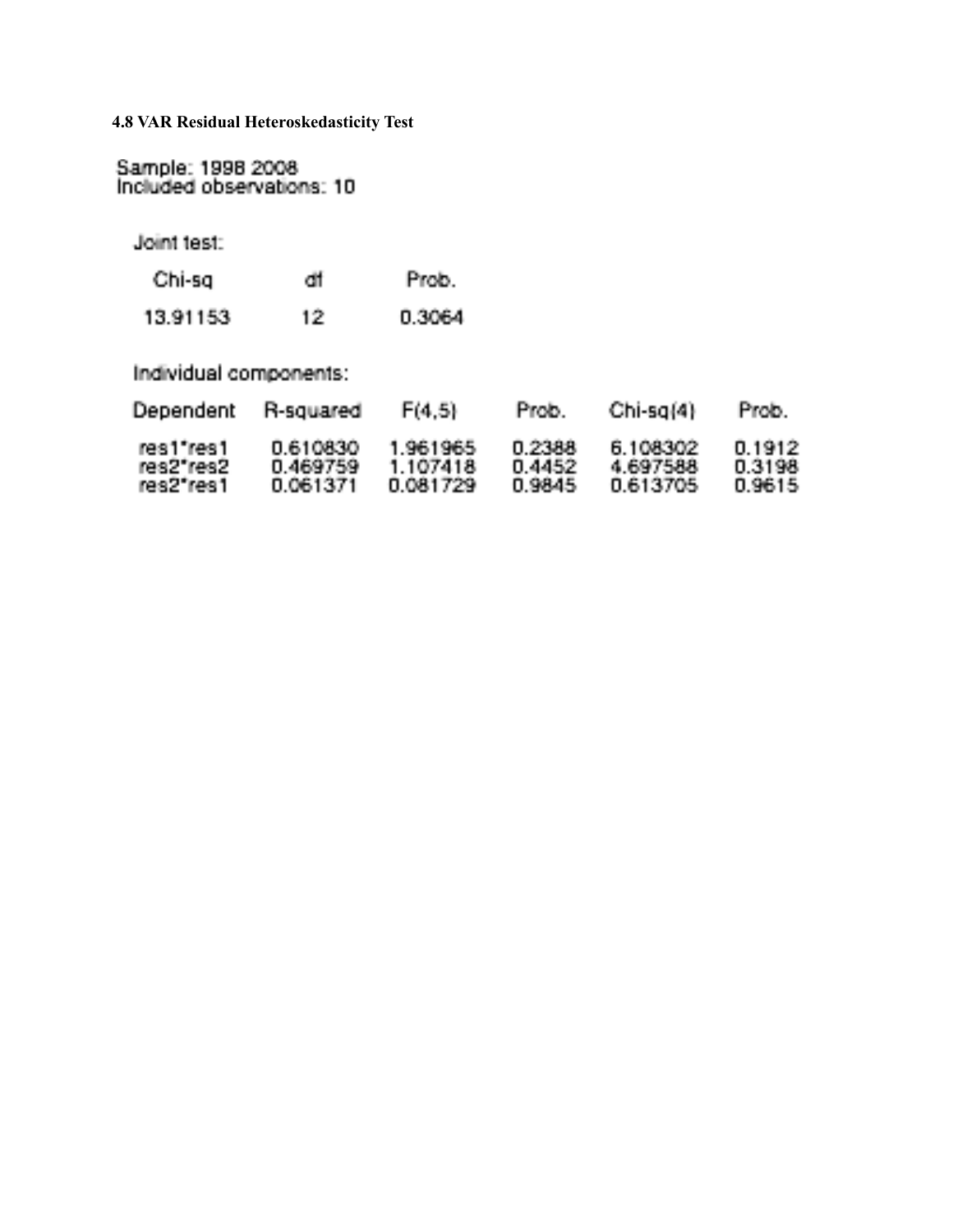### 4.8 VAR Residual Heteroskedasticity Test

Sample: 1998 2008
Included observations: 10

Joint test:

| Chi-sq | df | Prob. |
| --- | --- | --- |
| 13.91153 | 12 | 0.3064 |

Individual components:

| Dependent | R-squared | F(4,5) | Prob. | Chi-sq(4) | Prob. |
| --- | --- | --- | --- | --- | --- |
| res1*res1 | 0.610830 | 1.961965 | 0.2388 | 6.108302 | 0.1912 |
| res2*res2 | 0.469759 | 1.107418 | 0.4452 | 4.697588 | 0.3198 |
| res2*res1 | 0.061371 | 0.081729 | 0.9845 | 0.613705 | 0.9615 |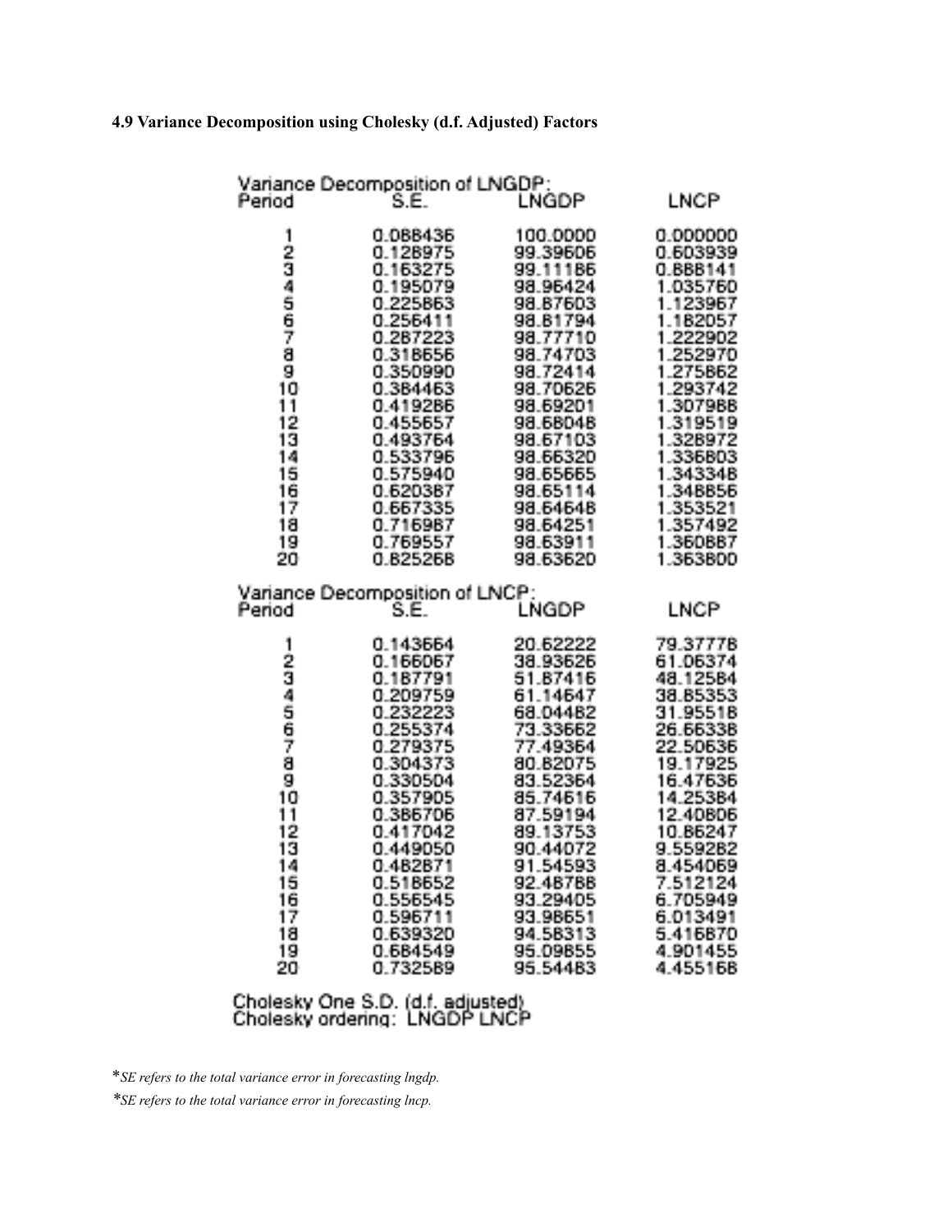### 4.9 Variance Decomposition using Cholesky (d.f. Adjusted) Factors

Variance Decomposition of LNGDP:

| Period | S.E. | LNGDP | LNCP |
|---|---|---|---|
| 1 | 0.088436 | 100.0000 | 0.000000 |
| 2 | 0.128975 | 99.39606 | 0.603939 |
| 3 | 0.163275 | 99.11186 | 0.888141 |
| 4 | 0.195079 | 98.96424 | 1.035760 |
| 5 | 0.225863 | 98.87603 | 1.123967 |
| 6 | 0.256411 | 98.81794 | 1.182057 |
| 7 | 0.287223 | 98.77710 | 1.222902 |
| 8 | 0.318656 | 98.74703 | 1.252970 |
| 9 | 0.350990 | 98.72414 | 1.275862 |
| 10 | 0.384463 | 98.70626 | 1.293742 |
| 11 | 0.419286 | 98.69201 | 1.307988 |
| 12 | 0.455657 | 98.68048 | 1.319519 |
| 13 | 0.493764 | 98.67103 | 1.328972 |
| 14 | 0.533796 | 98.66320 | 1.336803 |
| 15 | 0.575940 | 98.65665 | 1.343348 |
| 16 | 0.620387 | 98.65114 | 1.348856 |
| 17 | 0.667335 | 98.64648 | 1.353521 |
| 18 | 0.716987 | 98.64251 | 1.357492 |
| 19 | 0.769557 | 98.63911 | 1.360887 |
| 20 | 0.825268 | 98.63620 | 1.363800 |

Variance Decomposition of LNCP:

| Period | S.E. | LNGDP | LNCP |
|---|---|---|---|
| 1 | 0.143664 | 20.62222 | 79.37778 |
| 2 | 0.166067 | 38.93626 | 61.06374 |
| 3 | 0.187791 | 51.87416 | 48.12584 |
| 4 | 0.209759 | 61.14647 | 38.85353 |
| 5 | 0.232223 | 68.04482 | 31.95518 |
| 6 | 0.255374 | 73.33662 | 26.66338 |
| 7 | 0.279375 | 77.49364 | 22.50636 |
| 8 | 0.304373 | 80.82075 | 19.17925 |
| 9 | 0.330504 | 83.52364 | 16.47636 |
| 10 | 0.357905 | 85.74616 | 14.25384 |
| 11 | 0.386706 | 87.59194 | 12.40806 |
| 12 | 0.417042 | 89.13753 | 10.86247 |
| 13 | 0.449050 | 90.44072 | 9.559282 |
| 14 | 0.482871 | 91.54593 | 8.454069 |
| 15 | 0.518652 | 92.48788 | 7.512124 |
| 16 | 0.556545 | 93.29405 | 6.705949 |
| 17 | 0.596711 | 93.98651 | 6.013491 |
| 18 | 0.639320 | 94.58313 | 5.416870 |
| 19 | 0.684549 | 95.09855 | 4.901455 |
| 20 | 0.732589 | 95.54483 | 4.455168 |

Cholesky One S.D. (d.f. adjusted)
Cholesky ordering: LNGDP LNCP

**SE refers to the total variance error in forecasting lngdp.*

**SE refers to the total variance error in forecasting lncp.*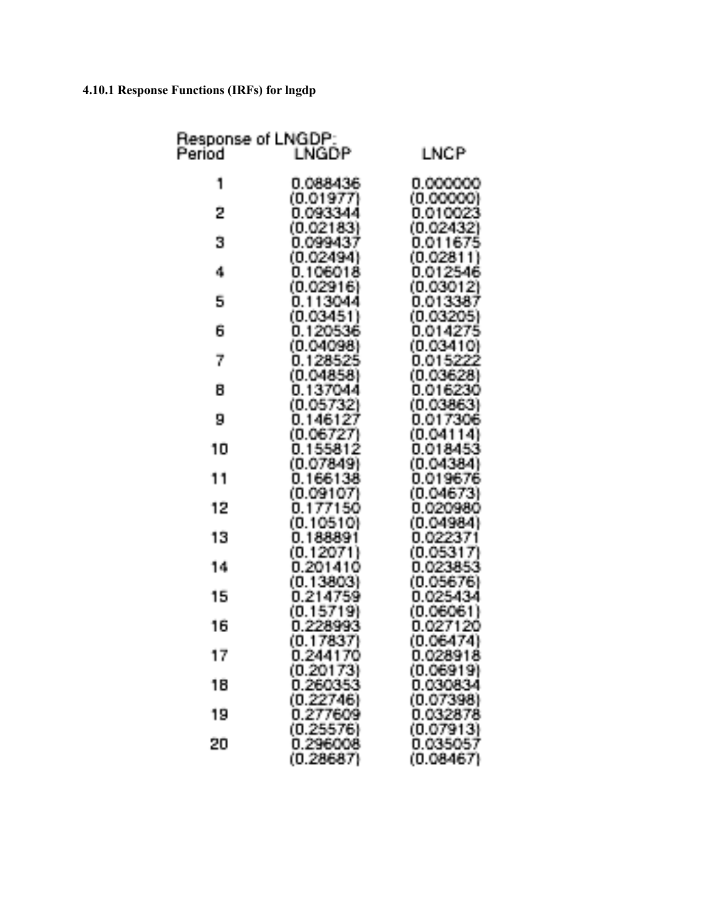#### 4.10.1 Response Functions (IRFs) for lngdp

Response of LNGDP:

| Period | LNGDP | LNCP |
|---|---|---|
| 1 | 0.088436 | 0.000000 |
| | (0.01977) | (0.00000) |
| 2 | 0.093344 | 0.010023 |
| | (0.02183) | (0.02432) |
| 3 | 0.099437 | 0.011675 |
| | (0.02494) | (0.02811) |
| 4 | 0.106018 | 0.012546 |
| | (0.02916) | (0.03012) |
| 5 | 0.113044 | 0.013387 |
| | (0.03451) | (0.03205) |
| 6 | 0.120536 | 0.014275 |
| | (0.04098) | (0.03410) |
| 7 | 0.128525 | 0.015222 |
| | (0.04858) | (0.03628) |
| 8 | 0.137044 | 0.016230 |
| | (0.05732) | (0.03863) |
| 9 | 0.146127 | 0.017306 |
| | (0.06727) | (0.04114) |
| 10 | 0.155812 | 0.018453 |
| | (0.07849) | (0.04384) |
| 11 | 0.166138 | 0.019676 |
| | (0.09107) | (0.04673) |
| 12 | 0.177150 | 0.020980 |
| | (0.10510) | (0.04984) |
| 13 | 0.188891 | 0.022371 |
| | (0.12071) | (0.05317) |
| 14 | 0.201410 | 0.023853 |
| | (0.13803) | (0.05676) |
| 15 | 0.214759 | 0.025434 |
| | (0.15719) | (0.06061) |
| 16 | 0.228993 | 0.027120 |
| | (0.17837) | (0.06474) |
| 17 | 0.244170 | 0.028918 |
| | (0.20173) | (0.06919) |
| 18 | 0.260353 | 0.030834 |
| | (0.22746) | (0.07398) |
| 19 | 0.277609 | 0.032878 |
| | (0.25576) | (0.07913) |
| 20 | 0.296008 | 0.035057 |
| | (0.28687) | (0.08467) |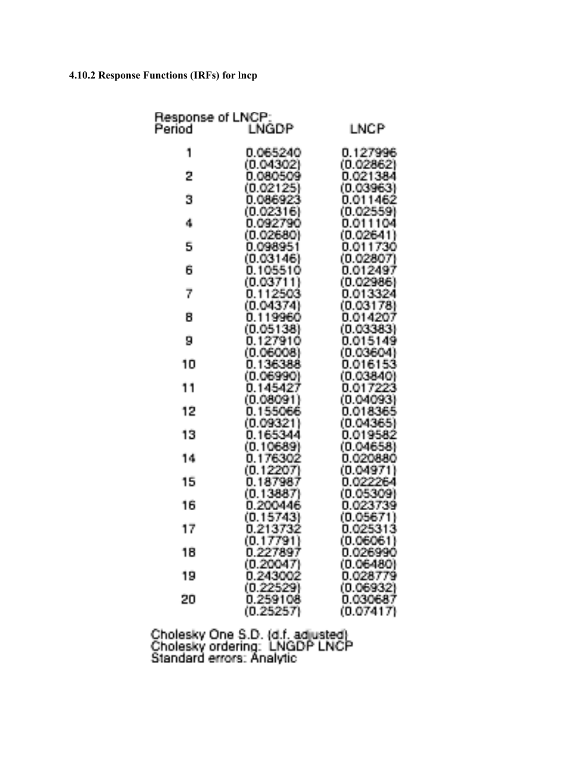**4.10.2 Response Functions (IRFs) for lncp**

Response of LNCP:

| Period | LNGDP | LNCP |
|---|---|---|
| 1 | 0.065240 | 0.127996 |
| | (0.04302) | (0.02862) |
| 2 | 0.080509 | 0.021384 |
| | (0.02125) | (0.03963) |
| 3 | 0.086923 | 0.011462 |
| | (0.02316) | (0.02559) |
| 4 | 0.092790 | 0.011104 |
| | (0.02680) | (0.02641) |
| 5 | 0.098951 | 0.011730 |
| | (0.03146) | (0.02807) |
| 6 | 0.105510 | 0.012497 |
| | (0.03711) | (0.02986) |
| 7 | 0.112503 | 0.013324 |
| | (0.04374) | (0.03178) |
| 8 | 0.119960 | 0.014207 |
| | (0.05138) | (0.03383) |
| 9 | 0.127910 | 0.015149 |
| | (0.06008) | (0.03604) |
| 10 | 0.136388 | 0.016153 |
| | (0.06990) | (0.03840) |
| 11 | 0.145427 | 0.017223 |
| | (0.08091) | (0.04093) |
| 12 | 0.155066 | 0.018365 |
| | (0.09321) | (0.04365) |
| 13 | 0.165344 | 0.019582 |
| | (0.10689) | (0.04658) |
| 14 | 0.176302 | 0.020880 |
| | (0.12207) | (0.04971) |
| 15 | 0.187987 | 0.022264 |
| | (0.13887) | (0.05309) |
| 16 | 0.200446 | 0.023739 |
| | (0.15743) | (0.05671) |
| 17 | 0.213732 | 0.025313 |
| | (0.17791) | (0.06061) |
| 18 | 0.227897 | 0.026990 |
| | (0.20047) | (0.06480) |
| 19 | 0.243002 | 0.028779 |
| | (0.22529) | (0.06932) |
| 20 | 0.259108 | 0.030687 |
| | (0.25257) | (0.07417) |

Cholesky One S.D. (d.f. adjusted)
Cholesky ordering: LNGDP LNCP
Standard errors: Analytic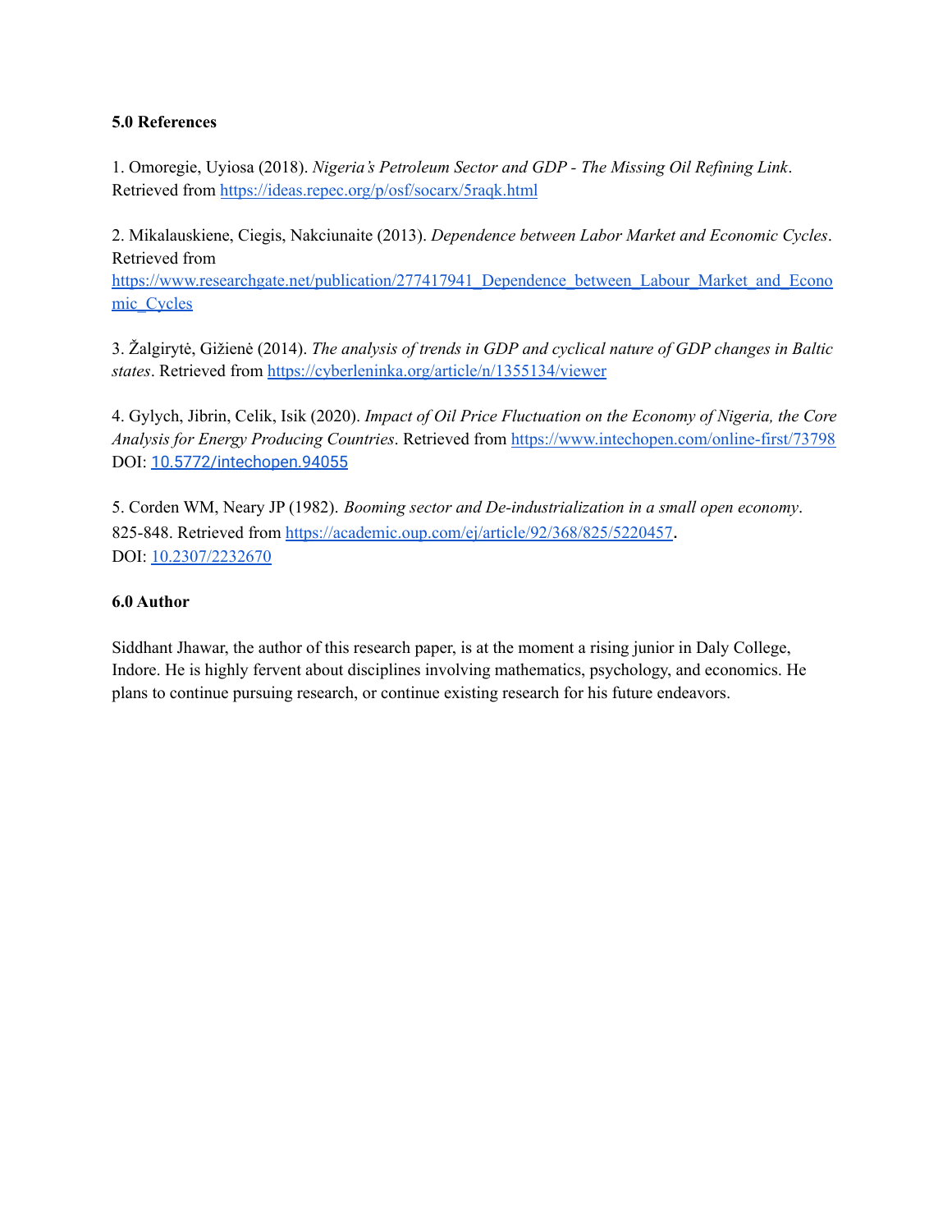**5.0 References**

1. Omoregie, Uyiosa (2018). *Nigeria's Petroleum Sector and GDP - The Missing Oil Refining Link*. Retrieved from https://ideas.repec.org/p/osf/socarx/5raqk.html

2. Mikalauskiene, Ciegis, Nakciunaite (2013). *Dependence between Labor Market and Economic Cycles*. Retrieved from https://www.researchgate.net/publication/277417941_Dependence_between_Labour_Market_and_Economic_Cycles

3. Žalgirytė, Gižienė (2014). *The analysis of trends in GDP and cyclical nature of GDP changes in Baltic states*. Retrieved from https://cyberleninka.org/article/n/1355134/viewer

4. Gylych, Jibrin, Celik, Isik (2020). *Impact of Oil Price Fluctuation on the Economy of Nigeria, the Core Analysis for Energy Producing Countries*. Retrieved from https://www.intechopen.com/online-first/73798 DOI: 10.5772/intechopen.94055

5. Corden WM, Neary JP (1982). *Booming sector and De-industrialization in a small open economy*. 825-848. Retrieved from https://academic.oup.com/ej/article/92/368/825/5220457. DOI: 10.2307/2232670

**6.0 Author**

Siddhant Jhawar, the author of this research paper, is at the moment a rising junior in Daly College, Indore. He is highly fervent about disciplines involving mathematics, psychology, and economics. He plans to continue pursuing research, or continue existing research for his future endeavors.